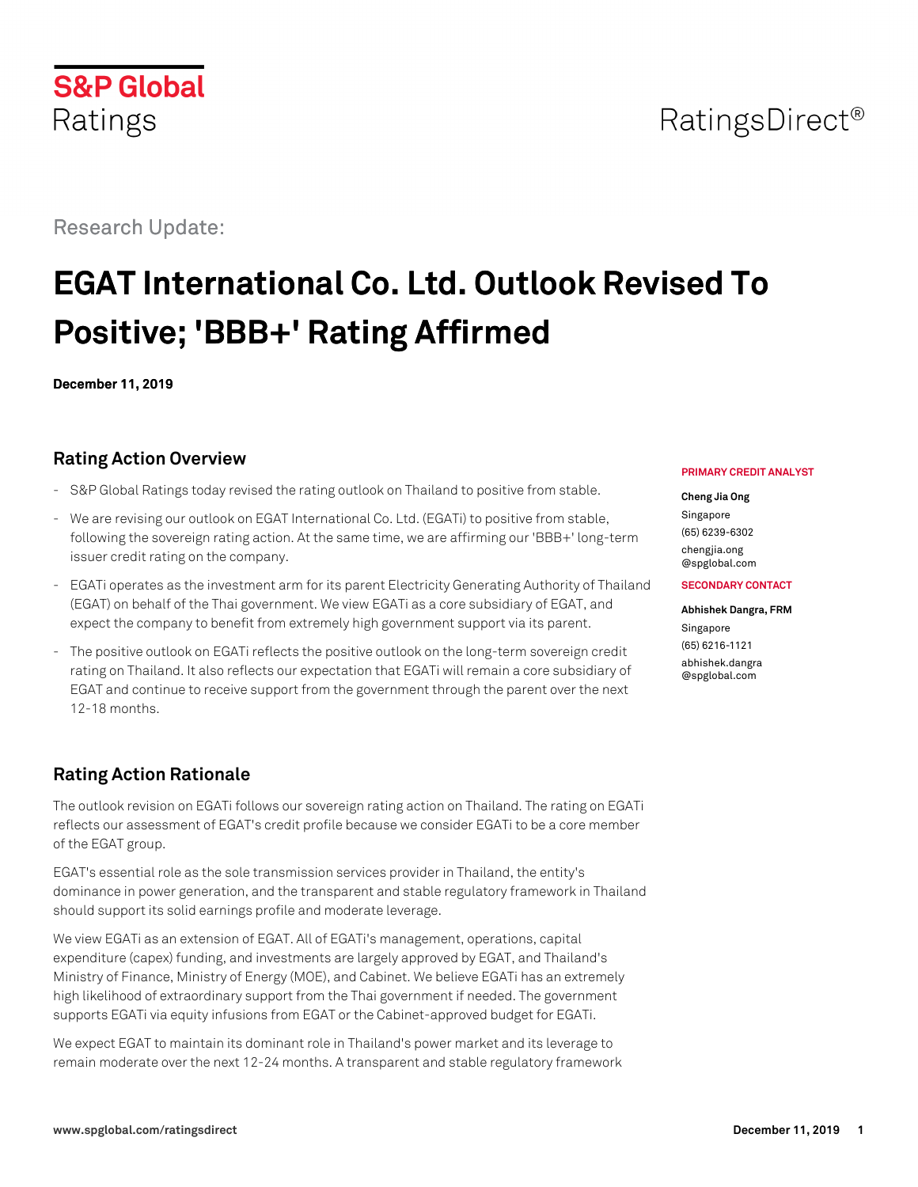S&P Global Ratings

RatingsDirect®

Research Update:

# EGAT International Co. Ltd. Outlook Revised To Positive; 'BBB+' Rating Affirmed

**December 11, 2019**

**PRIMARY CREDIT ANALYST**

**Cheng Jia Ong**
Singapore
(65) 6239-6302
chengjia.ong
@spglobal.com

**SECONDARY CONTACT**

**Abhishek Dangra, FRM**
Singapore
(65) 6216-1121
abhishek.dangra
@spglobal.com

## Rating Action Overview

- S&P Global Ratings today revised the rating outlook on Thailand to positive from stable.
- We are revising our outlook on EGAT International Co. Ltd. (EGATi) to positive from stable, following the sovereign rating action. At the same time, we are affirming our 'BBB+' long-term issuer credit rating on the company.
- EGATi operates as the investment arm for its parent Electricity Generating Authority of Thailand (EGAT) on behalf of the Thai government. We view EGATi as a core subsidiary of EGAT, and expect the company to benefit from extremely high government support via its parent.
- The positive outlook on EGATi reflects the positive outlook on the long-term sovereign credit rating on Thailand. It also reflects our expectation that EGATi will remain a core subsidiary of EGAT and continue to receive support from the government through the parent over the next 12-18 months.

## Rating Action Rationale

The outlook revision on EGATi follows our sovereign rating action on Thailand. The rating on EGATi reflects our assessment of EGAT's credit profile because we consider EGATi to be a core member of the EGAT group.

EGAT's essential role as the sole transmission services provider in Thailand, the entity's dominance in power generation, and the transparent and stable regulatory framework in Thailand should support its solid earnings profile and moderate leverage.

We view EGATi as an extension of EGAT. All of EGATi's management, operations, capital expenditure (capex) funding, and investments are largely approved by EGAT, and Thailand's Ministry of Finance, Ministry of Energy (MOE), and Cabinet. We believe EGATi has an extremely high likelihood of extraordinary support from the Thai government if needed. The government supports EGATi via equity infusions from EGAT or the Cabinet-approved budget for EGATi.

We expect EGAT to maintain its dominant role in Thailand's power market and its leverage to remain moderate over the next 12-24 months. A transparent and stable regulatory framework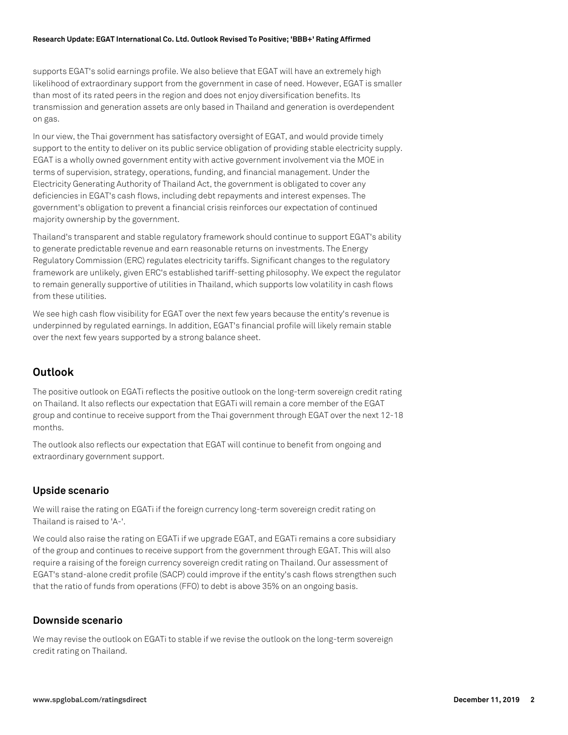supports EGAT's solid earnings profile. We also believe that EGAT will have an extremely high likelihood of extraordinary support from the government in case of need. However, EGAT is smaller than most of its rated peers in the region and does not enjoy diversification benefits. Its transmission and generation assets are only based in Thailand and generation is overdependent on gas.

In our view, the Thai government has satisfactory oversight of EGAT, and would provide timely support to the entity to deliver on its public service obligation of providing stable electricity supply. EGAT is a wholly owned government entity with active government involvement via the MOE in terms of supervision, strategy, operations, funding, and financial management. Under the Electricity Generating Authority of Thailand Act, the government is obligated to cover any deficiencies in EGAT's cash flows, including debt repayments and interest expenses. The government's obligation to prevent a financial crisis reinforces our expectation of continued majority ownership by the government.

Thailand's transparent and stable regulatory framework should continue to support EGAT's ability to generate predictable revenue and earn reasonable returns on investments. The Energy Regulatory Commission (ERC) regulates electricity tariffs. Significant changes to the regulatory framework are unlikely, given ERC's established tariff-setting philosophy. We expect the regulator to remain generally supportive of utilities in Thailand, which supports low volatility in cash flows from these utilities.

We see high cash flow visibility for EGAT over the next few years because the entity's revenue is underpinned by regulated earnings. In addition, EGAT's financial profile will likely remain stable over the next few years supported by a strong balance sheet.

## Outlook

The positive outlook on EGATi reflects the positive outlook on the long-term sovereign credit rating on Thailand. It also reflects our expectation that EGATi will remain a core member of the EGAT group and continue to receive support from the Thai government through EGAT over the next 12-18 months.

The outlook also reflects our expectation that EGAT will continue to benefit from ongoing and extraordinary government support.

### Upside scenario

We will raise the rating on EGATi if the foreign currency long-term sovereign credit rating on Thailand is raised to 'A-'.

We could also raise the rating on EGATi if we upgrade EGAT, and EGATi remains a core subsidiary of the group and continues to receive support from the government through EGAT. This will also require a raising of the foreign currency sovereign credit rating on Thailand. Our assessment of EGAT's stand-alone credit profile (SACP) could improve if the entity's cash flows strengthen such that the ratio of funds from operations (FFO) to debt is above 35% on an ongoing basis.

### Downside scenario

We may revise the outlook on EGATi to stable if we revise the outlook on the long-term sovereign credit rating on Thailand.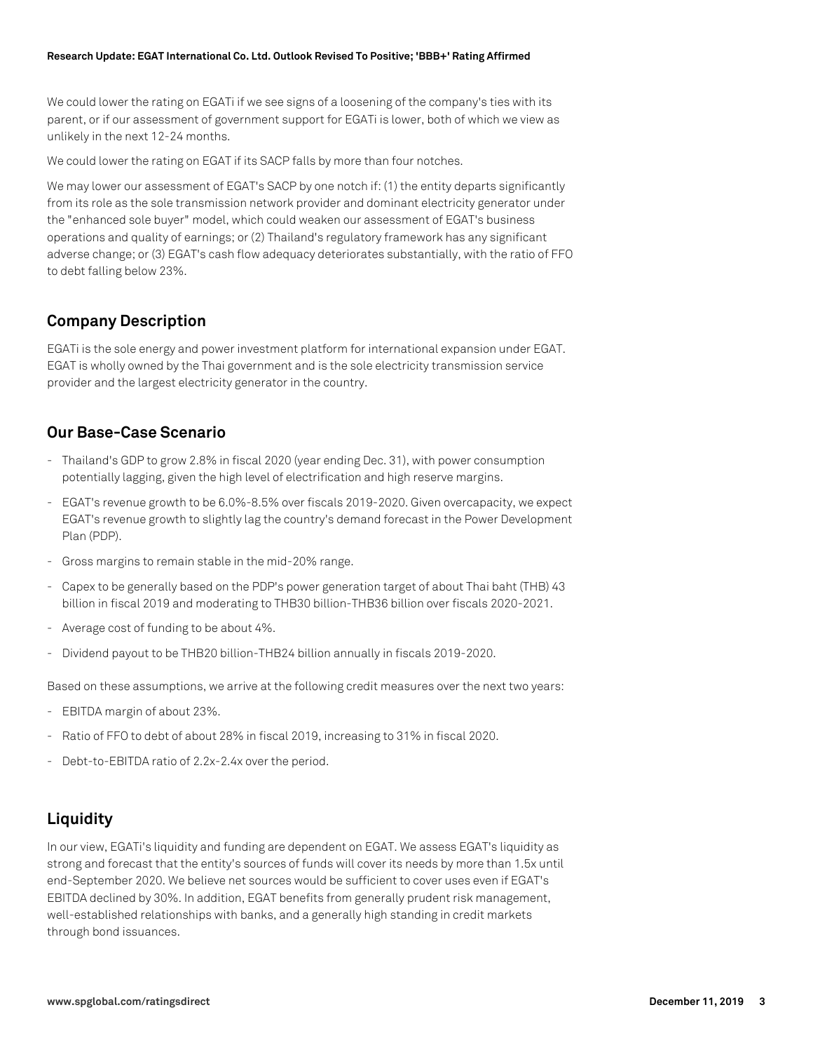We could lower the rating on EGATi if we see signs of a loosening of the company's ties with its parent, or if our assessment of government support for EGATi is lower, both of which we view as unlikely in the next 12-24 months.

We could lower the rating on EGAT if its SACP falls by more than four notches.

We may lower our assessment of EGAT's SACP by one notch if: (1) the entity departs significantly from its role as the sole transmission network provider and dominant electricity generator under the "enhanced sole buyer" model, which could weaken our assessment of EGAT's business operations and quality of earnings; or (2) Thailand's regulatory framework has any significant adverse change; or (3) EGAT's cash flow adequacy deteriorates substantially, with the ratio of FFO to debt falling below 23%.

## Company Description

EGATi is the sole energy and power investment platform for international expansion under EGAT. EGAT is wholly owned by the Thai government and is the sole electricity transmission service provider and the largest electricity generator in the country.

## Our Base-Case Scenario

- Thailand's GDP to grow 2.8% in fiscal 2020 (year ending Dec. 31), with power consumption potentially lagging, given the high level of electrification and high reserve margins.
- EGAT's revenue growth to be 6.0%-8.5% over fiscals 2019-2020. Given overcapacity, we expect EGAT's revenue growth to slightly lag the country's demand forecast in the Power Development Plan (PDP).
- Gross margins to remain stable in the mid-20% range.
- Capex to be generally based on the PDP's power generation target of about Thai baht (THB) 43 billion in fiscal 2019 and moderating to THB30 billion-THB36 billion over fiscals 2020-2021.
- Average cost of funding to be about 4%.
- Dividend payout to be THB20 billion-THB24 billion annually in fiscals 2019-2020.

Based on these assumptions, we arrive at the following credit measures over the next two years:

- EBITDA margin of about 23%.
- Ratio of FFO to debt of about 28% in fiscal 2019, increasing to 31% in fiscal 2020.
- Debt-to-EBITDA ratio of 2.2x-2.4x over the period.

## Liquidity

In our view, EGATi's liquidity and funding are dependent on EGAT. We assess EGAT's liquidity as strong and forecast that the entity's sources of funds will cover its needs by more than 1.5x until end-September 2020. We believe net sources would be sufficient to cover uses even if EGAT's EBITDA declined by 30%. In addition, EGAT benefits from generally prudent risk management, well-established relationships with banks, and a generally high standing in credit markets through bond issuances.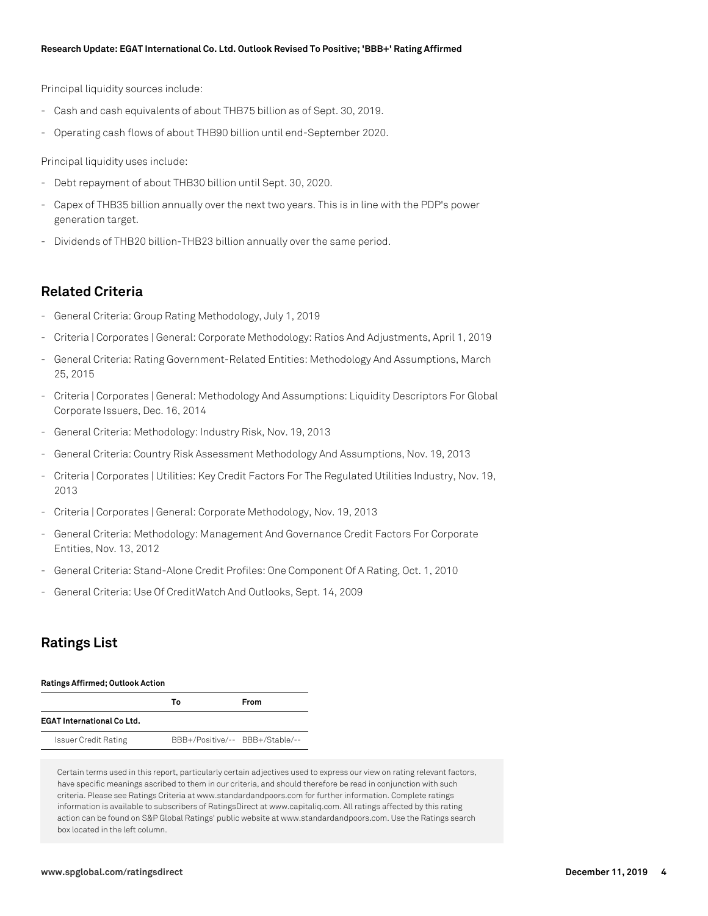Principal liquidity sources include:

- Cash and cash equivalents of about THB75 billion as of Sept. 30, 2019.
- Operating cash flows of about THB90 billion until end-September 2020.

Principal liquidity uses include:

- Debt repayment of about THB30 billion until Sept. 30, 2020.
- Capex of THB35 billion annually over the next two years. This is in line with the PDP's power generation target.
- Dividends of THB20 billion-THB23 billion annually over the same period.

## Related Criteria

- General Criteria: Group Rating Methodology, July 1, 2019
- Criteria | Corporates | General: Corporate Methodology: Ratios And Adjustments, April 1, 2019
- General Criteria: Rating Government-Related Entities: Methodology And Assumptions, March 25, 2015
- Criteria | Corporates | General: Methodology And Assumptions: Liquidity Descriptors For Global Corporate Issuers, Dec. 16, 2014
- General Criteria: Methodology: Industry Risk, Nov. 19, 2013
- General Criteria: Country Risk Assessment Methodology And Assumptions, Nov. 19, 2013
- Criteria | Corporates | Utilities: Key Credit Factors For The Regulated Utilities Industry, Nov. 19, 2013
- Criteria | Corporates | General: Corporate Methodology, Nov. 19, 2013
- General Criteria: Methodology: Management And Governance Credit Factors For Corporate Entities, Nov. 13, 2012
- General Criteria: Stand-Alone Credit Profiles: One Component Of A Rating, Oct. 1, 2010
- General Criteria: Use Of CreditWatch And Outlooks, Sept. 14, 2009

## Ratings List

**Ratings Affirmed; Outlook Action**

| | To | From |
|---|---|---|
| **EGAT International Co Ltd.** | | |
| Issuer Credit Rating | BBB+/Positive/-- | BBB+/Stable/-- |

Certain terms used in this report, particularly certain adjectives used to express our view on rating relevant factors, have specific meanings ascribed to them in our criteria, and should therefore be read in conjunction with such criteria. Please see Ratings Criteria at www.standardandpoors.com for further information. Complete ratings information is available to subscribers of RatingsDirect at www.capitaliq.com. All ratings affected by this rating action can be found on S&P Global Ratings' public website at www.standardandpoors.com. Use the Ratings search box located in the left column.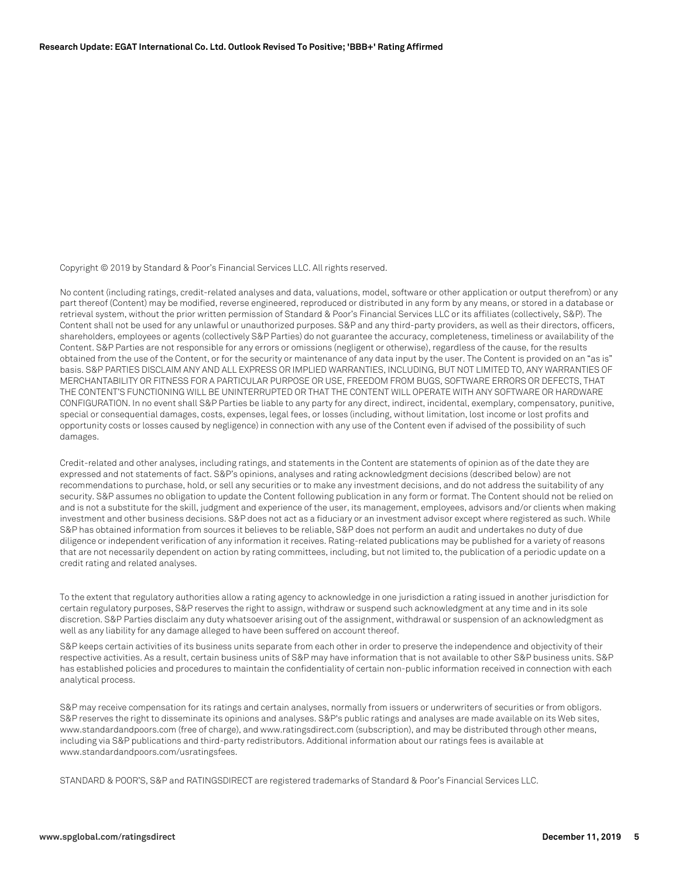Copyright © 2019 by Standard & Poor's Financial Services LLC. All rights reserved.

No content (including ratings, credit-related analyses and data, valuations, model, software or other application or output therefrom) or any part thereof (Content) may be modified, reverse engineered, reproduced or distributed in any form by any means, or stored in a database or retrieval system, without the prior written permission of Standard & Poor's Financial Services LLC or its affiliates (collectively, S&P). The Content shall not be used for any unlawful or unauthorized purposes. S&P and any third-party providers, as well as their directors, officers, shareholders, employees or agents (collectively S&P Parties) do not guarantee the accuracy, completeness, timeliness or availability of the Content. S&P Parties are not responsible for any errors or omissions (negligent or otherwise), regardless of the cause, for the results obtained from the use of the Content, or for the security or maintenance of any data input by the user. The Content is provided on an "as is" basis. S&P PARTIES DISCLAIM ANY AND ALL EXPRESS OR IMPLIED WARRANTIES, INCLUDING, BUT NOT LIMITED TO, ANY WARRANTIES OF MERCHANTABILITY OR FITNESS FOR A PARTICULAR PURPOSE OR USE, FREEDOM FROM BUGS, SOFTWARE ERRORS OR DEFECTS, THAT THE CONTENT'S FUNCTIONING WILL BE UNINTERRUPTED OR THAT THE CONTENT WILL OPERATE WITH ANY SOFTWARE OR HARDWARE CONFIGURATION. In no event shall S&P Parties be liable to any party for any direct, indirect, incidental, exemplary, compensatory, punitive, special or consequential damages, costs, expenses, legal fees, or losses (including, without limitation, lost income or lost profits and opportunity costs or losses caused by negligence) in connection with any use of the Content even if advised of the possibility of such damages.

Credit-related and other analyses, including ratings, and statements in the Content are statements of opinion as of the date they are expressed and not statements of fact. S&P's opinions, analyses and rating acknowledgment decisions (described below) are not recommendations to purchase, hold, or sell any securities or to make any investment decisions, and do not address the suitability of any security. S&P assumes no obligation to update the Content following publication in any form or format. The Content should not be relied on and is not a substitute for the skill, judgment and experience of the user, its management, employees, advisors and/or clients when making investment and other business decisions. S&P does not act as a fiduciary or an investment advisor except where registered as such. While S&P has obtained information from sources it believes to be reliable, S&P does not perform an audit and undertakes no duty of due diligence or independent verification of any information it receives. Rating-related publications may be published for a variety of reasons that are not necessarily dependent on action by rating committees, including, but not limited to, the publication of a periodic update on a credit rating and related analyses.

To the extent that regulatory authorities allow a rating agency to acknowledge in one jurisdiction a rating issued in another jurisdiction for certain regulatory purposes, S&P reserves the right to assign, withdraw or suspend such acknowledgment at any time and in its sole discretion. S&P Parties disclaim any duty whatsoever arising out of the assignment, withdrawal or suspension of an acknowledgment as well as any liability for any damage alleged to have been suffered on account thereof.

S&P keeps certain activities of its business units separate from each other in order to preserve the independence and objectivity of their respective activities. As a result, certain business units of S&P may have information that is not available to other S&P business units. S&P has established policies and procedures to maintain the confidentiality of certain non-public information received in connection with each analytical process.

S&P may receive compensation for its ratings and certain analyses, normally from issuers or underwriters of securities or from obligors. S&P reserves the right to disseminate its opinions and analyses. S&P's public ratings and analyses are made available on its Web sites, www.standardandpoors.com (free of charge), and www.ratingsdirect.com (subscription), and may be distributed through other means, including via S&P publications and third-party redistributors. Additional information about our ratings fees is available at www.standardandpoors.com/usratingsfees.

STANDARD & POOR'S, S&P and RATINGSDIRECT are registered trademarks of Standard & Poor's Financial Services LLC.